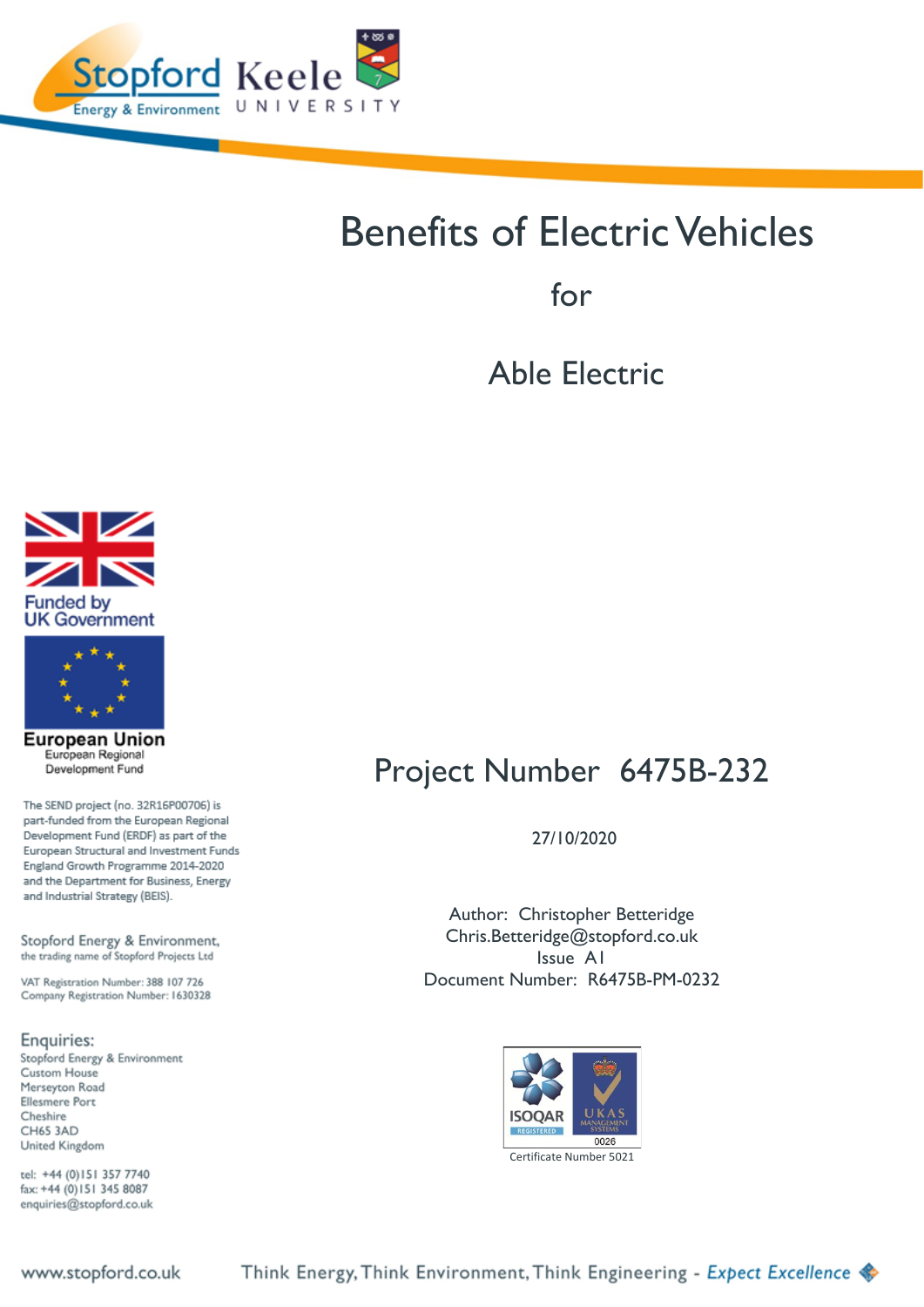Stopford Energy & Environment

Keele UNIVERSITY

# Benefits of Electric Vehicles

for

## Able Electric

Funded by UK Government

European Union
European Regional Development Fund

The SEND project (no. 32R16P00706) is part-funded from the European Regional Development Fund (ERDF) as part of the European Structural and Investment Funds England Growth Programme 2014-2020 and the Department for Business, Energy and Industrial Strategy (BEIS).

Stopford Energy & Environment,
the trading name of Stopford Projects Ltd

VAT Registration Number: 388 107 726
Company Registration Number: 1630328

Enquiries:
Stopford Energy & Environment
Custom House
Merseyton Road
Ellesmere Port
Cheshire
CH65 3AD
United Kingdom

tel: +44 (0)151 357 7740
fax: +44 (0)151 345 8087
enquiries@stopford.co.uk

## Project Number 6475B-232

27/10/2020

Author: Christopher Betteridge
Chris.Betteridge@stopford.co.uk
Issue A1
Document Number: R6475B-PM-0232

ISOQAR REGISTERED
UKAS MANAGEMENT SYSTEMS 0026
Certificate Number 5021

www.stopford.co.uk

Think Energy, Think Environment, Think Engineering - *Expect Excellence*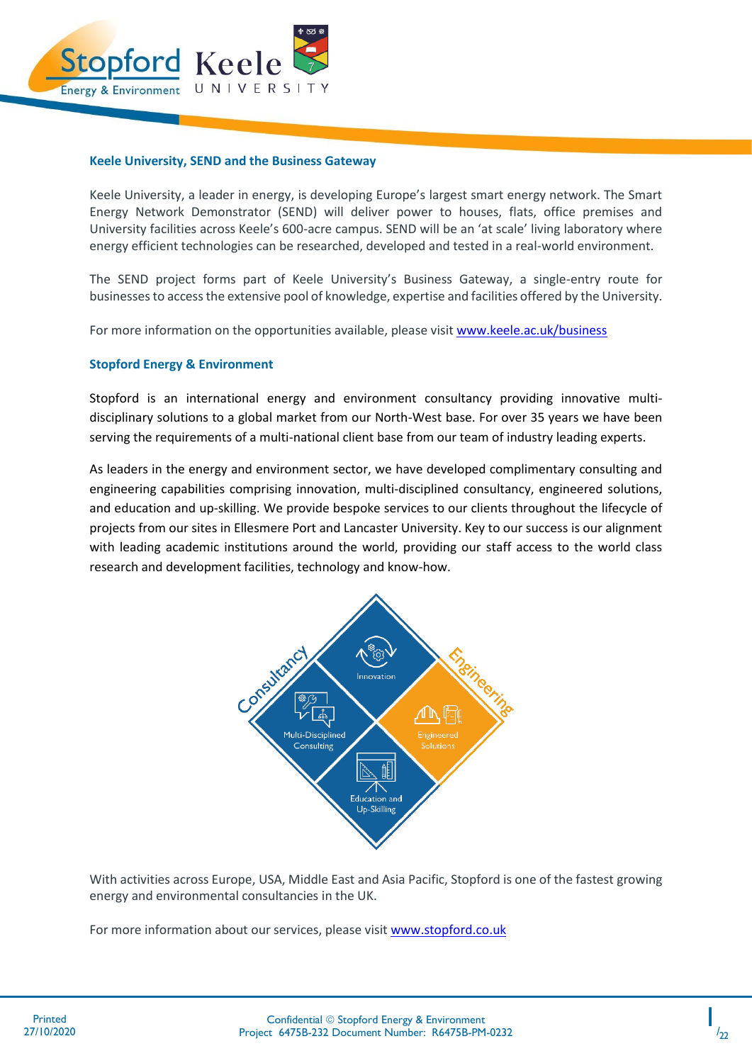### Keele University, SEND and the Business Gateway

Keele University, a leader in energy, is developing Europe's largest smart energy network. The Smart Energy Network Demonstrator (SEND) will deliver power to houses, flats, office premises and University facilities across Keele's 600-acre campus. SEND will be an 'at scale' living laboratory where energy efficient technologies can be researched, developed and tested in a real-world environment.

The SEND project forms part of Keele University's Business Gateway, a single-entry route for businesses to access the extensive pool of knowledge, expertise and facilities offered by the University.

For more information on the opportunities available, please visit www.keele.ac.uk/business

### Stopford Energy & Environment

Stopford is an international energy and environment consultancy providing innovative multi-disciplinary solutions to a global market from our North-West base. For over 35 years we have been serving the requirements of a multi-national client base from our team of industry leading experts.

As leaders in the energy and environment sector, we have developed complimentary consulting and engineering capabilities comprising innovation, multi-disciplined consultancy, engineered solutions, and education and up-skilling. We provide bespoke services to our clients throughout the lifecycle of projects from our sites in Ellesmere Port and Lancaster University. Key to our success is our alignment with leading academic institutions around the world, providing our staff access to the world class research and development facilities, technology and know-how.

Consultancy | Engineering

Innovation | Multi-Disciplined Consulting | Engineered Solutions | Education and Up-Skilling

With activities across Europe, USA, Middle East and Asia Pacific, Stopford is one of the fastest growing energy and environmental consultancies in the UK.

For more information about our services, please visit www.stopford.co.uk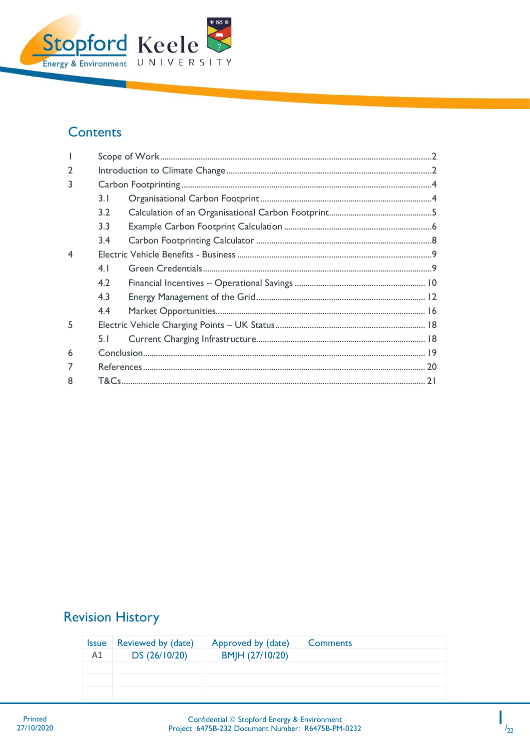## Contents

| | | |
|---|---|---|
| 1 | Scope of Work | 2 |
| 2 | Introduction to Climate Change | 2 |
| 3 | Carbon Footprinting | 4 |
| | 3.1 Organisational Carbon Footprint | 4 |
| | 3.2 Calculation of an Organisational Carbon Footprint | 5 |
| | 3.3 Example Carbon Footprint Calculation | 6 |
| | 3.4 Carbon Footprinting Calculator | 8 |
| 4 | Electric Vehicle Benefits - Business | 9 |
| | 4.1 Green Credentials | 9 |
| | 4.2 Financial Incentives – Operational Savings | 10 |
| | 4.3 Energy Management of the Grid | 12 |
| | 4.4 Market Opportunities | 16 |
| 5 | Electric Vehicle Charging Points – UK Status | 18 |
| | 5.1 Current Charging Infrastructure | 18 |
| 6 | Conclusion | 19 |
| 7 | References | 20 |
| 8 | T&Cs | 21 |

## Revision History

| Issue | Reviewed by (date) | Approved by (date) | Comments |
|---|---|---|---|
| A1 | DS (26/10/20) | BMJH (27/10/20) | |
| | | | |
| | | | |
| | | | |

Printed 27/10/2020

Confidential © Stopford Energy & Environment
Project 6475B-232 Document Number: R6475B-PM-0232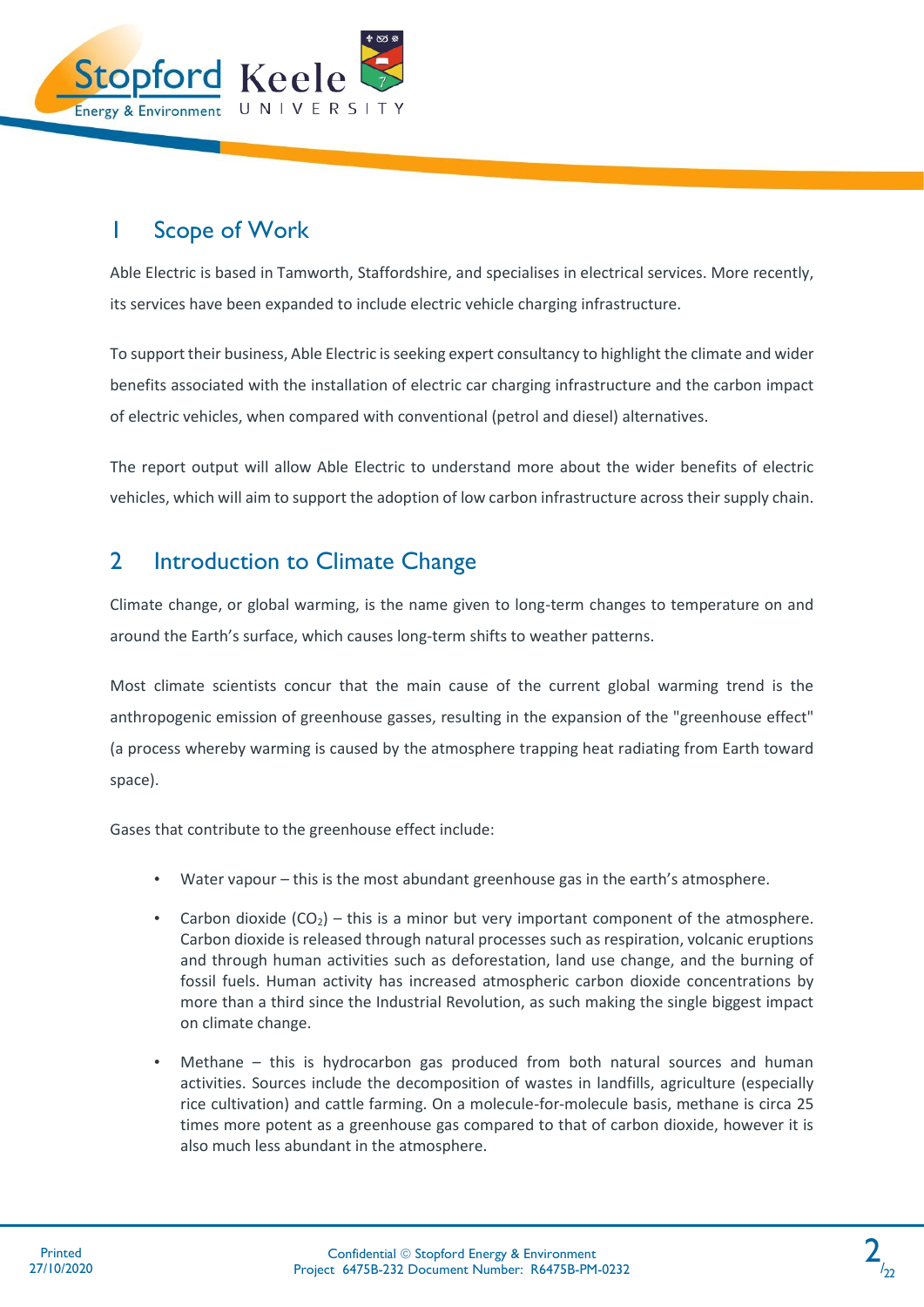# 1 Scope of Work

Able Electric is based in Tamworth, Staffordshire, and specialises in electrical services. More recently, its services have been expanded to include electric vehicle charging infrastructure.

To support their business, Able Electric is seeking expert consultancy to highlight the climate and wider benefits associated with the installation of electric car charging infrastructure and the carbon impact of electric vehicles, when compared with conventional (petrol and diesel) alternatives.

The report output will allow Able Electric to understand more about the wider benefits of electric vehicles, which will aim to support the adoption of low carbon infrastructure across their supply chain.

# 2 Introduction to Climate Change

Climate change, or global warming, is the name given to long-term changes to temperature on and around the Earth's surface, which causes long-term shifts to weather patterns.

Most climate scientists concur that the main cause of the current global warming trend is the anthropogenic emission of greenhouse gasses, resulting in the expansion of the "greenhouse effect" (a process whereby warming is caused by the atmosphere trapping heat radiating from Earth toward space).

Gases that contribute to the greenhouse effect include:

- Water vapour – this is the most abundant greenhouse gas in the earth's atmosphere.
- Carbon dioxide ($CO_2$) – this is a minor but very important component of the atmosphere. Carbon dioxide is released through natural processes such as respiration, volcanic eruptions and through human activities such as deforestation, land use change, and the burning of fossil fuels. Human activity has increased atmospheric carbon dioxide concentrations by more than a third since the Industrial Revolution, as such making the single biggest impact on climate change.
- Methane – this is hydrocarbon gas produced from both natural sources and human activities. Sources include the decomposition of wastes in landfills, agriculture (especially rice cultivation) and cattle farming. On a molecule-for-molecule basis, methane is circa 25 times more potent as a greenhouse gas compared to that of carbon dioxide, however it is also much less abundant in the atmosphere.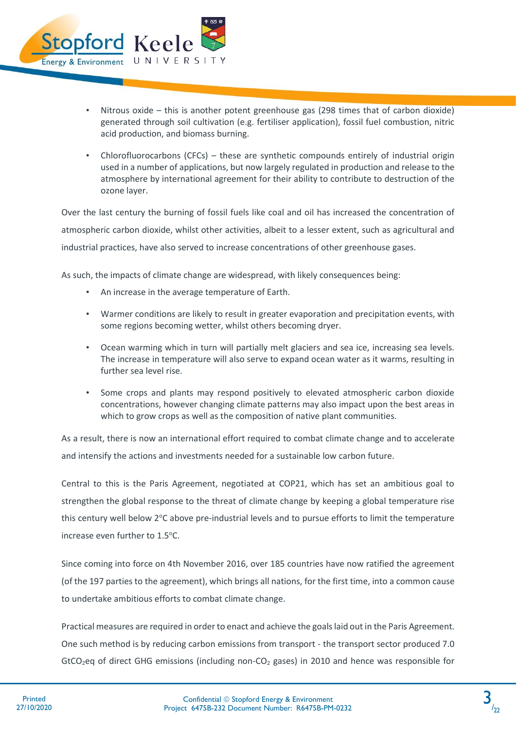- Nitrous oxide – this is another potent greenhouse gas (298 times that of carbon dioxide) generated through soil cultivation (e.g. fertiliser application), fossil fuel combustion, nitric acid production, and biomass burning.

- Chlorofluorocarbons (CFCs) – these are synthetic compounds entirely of industrial origin used in a number of applications, but now largely regulated in production and release to the atmosphere by international agreement for their ability to contribute to destruction of the ozone layer.

Over the last century the burning of fossil fuels like coal and oil has increased the concentration of atmospheric carbon dioxide, whilst other activities, albeit to a lesser extent, such as agricultural and industrial practices, have also served to increase concentrations of other greenhouse gases.

As such, the impacts of climate change are widespread, with likely consequences being:

- An increase in the average temperature of Earth.

- Warmer conditions are likely to result in greater evaporation and precipitation events, with some regions becoming wetter, whilst others becoming dryer.

- Ocean warming which in turn will partially melt glaciers and sea ice, increasing sea levels. The increase in temperature will also serve to expand ocean water as it warms, resulting in further sea level rise.

- Some crops and plants may respond positively to elevated atmospheric carbon dioxide concentrations, however changing climate patterns may also impact upon the best areas in which to grow crops as well as the composition of native plant communities.

As a result, there is now an international effort required to combat climate change and to accelerate and intensify the actions and investments needed for a sustainable low carbon future.

Central to this is the Paris Agreement, negotiated at COP21, which has set an ambitious goal to strengthen the global response to the threat of climate change by keeping a global temperature rise this century well below 2°C above pre-industrial levels and to pursue efforts to limit the temperature increase even further to 1.5°C.

Since coming into force on 4th November 2016, over 185 countries have now ratified the agreement (of the 197 parties to the agreement), which brings all nations, for the first time, into a common cause to undertake ambitious efforts to combat climate change.

Practical measures are required in order to enact and achieve the goals laid out in the Paris Agreement. One such method is by reducing carbon emissions from transport - the transport sector produced 7.0 $GtCO_2eq$ of direct GHG emissions (including non-$CO_2$ gases) in 2010 and hence was responsible for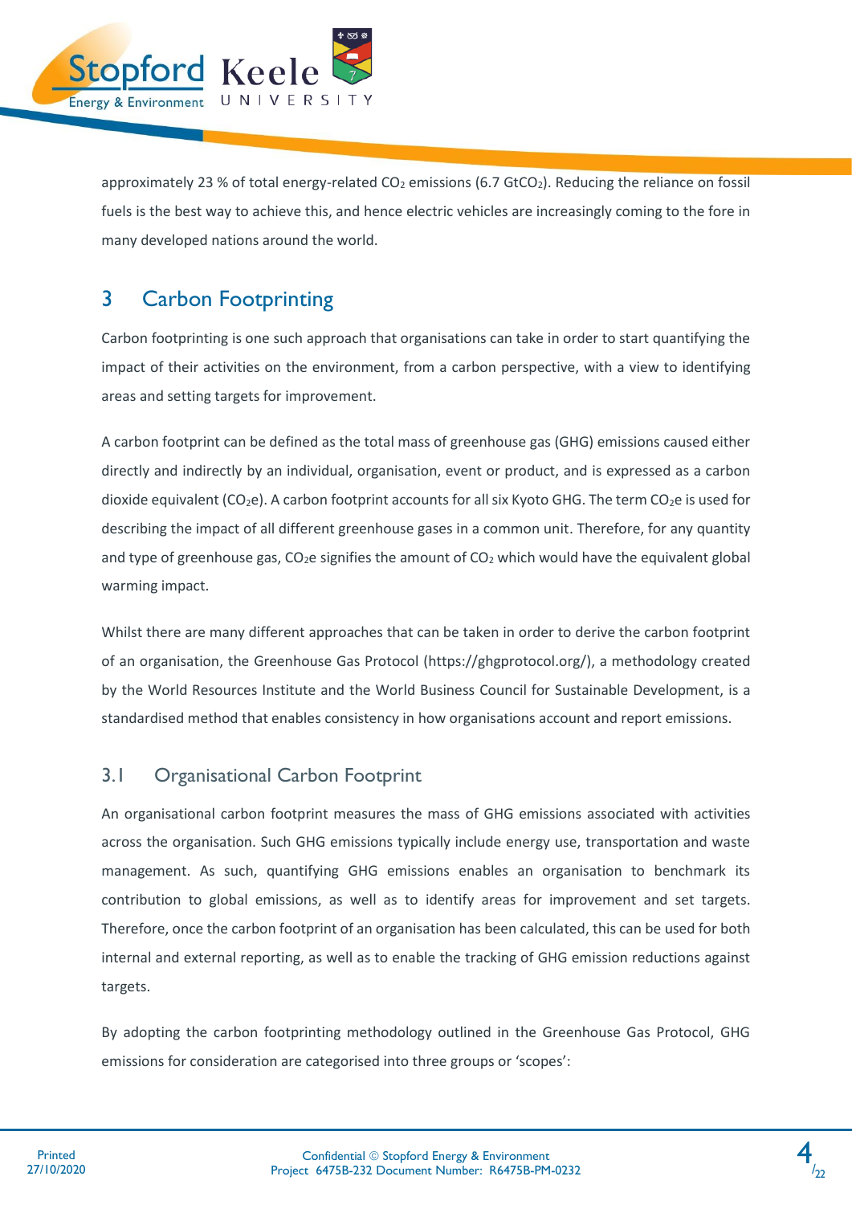approximately 23 % of total energy-related $CO_2$ emissions (6.7 $GtCO_2$). Reducing the reliance on fossil fuels is the best way to achieve this, and hence electric vehicles are increasingly coming to the fore in many developed nations around the world.

# 3 Carbon Footprinting

Carbon footprinting is one such approach that organisations can take in order to start quantifying the impact of their activities on the environment, from a carbon perspective, with a view to identifying areas and setting targets for improvement.

A carbon footprint can be defined as the total mass of greenhouse gas (GHG) emissions caused either directly and indirectly by an individual, organisation, event or product, and is expressed as a carbon dioxide equivalent ($CO_2e$). A carbon footprint accounts for all six Kyoto GHG. The term $CO_2e$ is used for describing the impact of all different greenhouse gases in a common unit. Therefore, for any quantity and type of greenhouse gas, $CO_2e$ signifies the amount of $CO_2$ which would have the equivalent global warming impact.

Whilst there are many different approaches that can be taken in order to derive the carbon footprint of an organisation, the Greenhouse Gas Protocol (https://ghgprotocol.org/), a methodology created by the World Resources Institute and the World Business Council for Sustainable Development, is a standardised method that enables consistency in how organisations account and report emissions.

## 3.1 Organisational Carbon Footprint

An organisational carbon footprint measures the mass of GHG emissions associated with activities across the organisation. Such GHG emissions typically include energy use, transportation and waste management. As such, quantifying GHG emissions enables an organisation to benchmark its contribution to global emissions, as well as to identify areas for improvement and set targets. Therefore, once the carbon footprint of an organisation has been calculated, this can be used for both internal and external reporting, as well as to enable the tracking of GHG emission reductions against targets.

By adopting the carbon footprinting methodology outlined in the Greenhouse Gas Protocol, GHG emissions for consideration are categorised into three groups or 'scopes':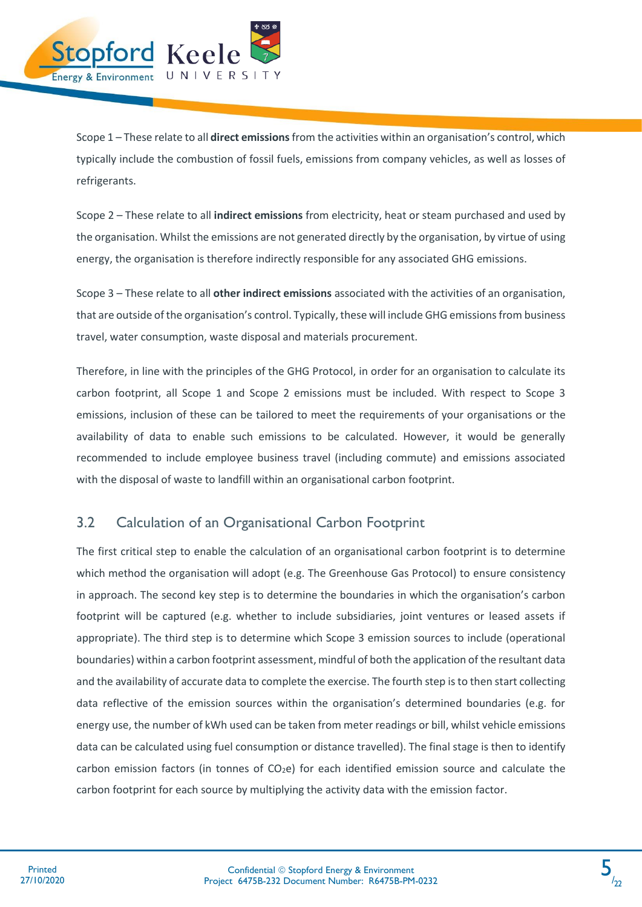Scope 1 – These relate to all **direct emissions** from the activities within an organisation's control, which typically include the combustion of fossil fuels, emissions from company vehicles, as well as losses of refrigerants.

Scope 2 – These relate to all **indirect emissions** from electricity, heat or steam purchased and used by the organisation. Whilst the emissions are not generated directly by the organisation, by virtue of using energy, the organisation is therefore indirectly responsible for any associated GHG emissions.

Scope 3 – These relate to all **other indirect emissions** associated with the activities of an organisation, that are outside of the organisation's control. Typically, these will include GHG emissions from business travel, water consumption, waste disposal and materials procurement.

Therefore, in line with the principles of the GHG Protocol, in order for an organisation to calculate its carbon footprint, all Scope 1 and Scope 2 emissions must be included. With respect to Scope 3 emissions, inclusion of these can be tailored to meet the requirements of your organisations or the availability of data to enable such emissions to be calculated. However, it would be generally recommended to include employee business travel (including commute) and emissions associated with the disposal of waste to landfill within an organisational carbon footprint.

## 3.2 Calculation of an Organisational Carbon Footprint

The first critical step to enable the calculation of an organisational carbon footprint is to determine which method the organisation will adopt (e.g. The Greenhouse Gas Protocol) to ensure consistency in approach. The second key step is to determine the boundaries in which the organisation's carbon footprint will be captured (e.g. whether to include subsidiaries, joint ventures or leased assets if appropriate). The third step is to determine which Scope 3 emission sources to include (operational boundaries) within a carbon footprint assessment, mindful of both the application of the resultant data and the availability of accurate data to complete the exercise. The fourth step is to then start collecting data reflective of the emission sources within the organisation's determined boundaries (e.g. for energy use, the number of kWh used can be taken from meter readings or bill, whilst vehicle emissions data can be calculated using fuel consumption or distance travelled). The final stage is then to identify carbon emission factors (in tonnes of $CO_2e$) for each identified emission source and calculate the carbon footprint for each source by multiplying the activity data with the emission factor.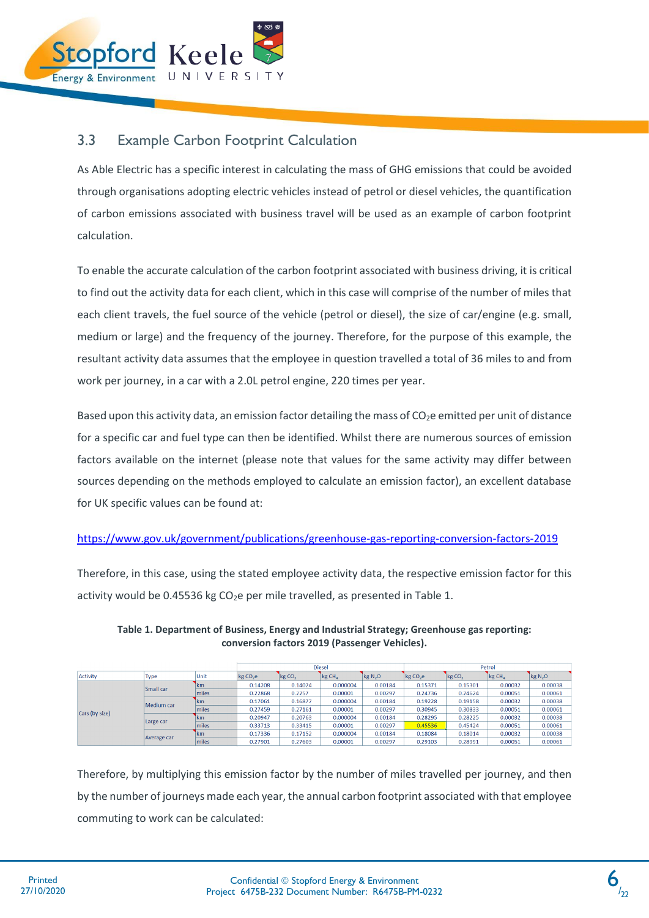## 3.3 Example Carbon Footprint Calculation

As Able Electric has a specific interest in calculating the mass of GHG emissions that could be avoided through organisations adopting electric vehicles instead of petrol or diesel vehicles, the quantification of carbon emissions associated with business travel will be used as an example of carbon footprint calculation.

To enable the accurate calculation of the carbon footprint associated with business driving, it is critical to find out the activity data for each client, which in this case will comprise of the number of miles that each client travels, the fuel source of the vehicle (petrol or diesel), the size of car/engine (e.g. small, medium or large) and the frequency of the journey. Therefore, for the purpose of this example, the resultant activity data assumes that the employee in question travelled a total of 36 miles to and from work per journey, in a car with a 2.0L petrol engine, 220 times per year.

Based upon this activity data, an emission factor detailing the mass of $CO_2e$ emitted per unit of distance for a specific car and fuel type can then be identified. Whilst there are numerous sources of emission factors available on the internet (please note that values for the same activity may differ between sources depending on the methods employed to calculate an emission factor), an excellent database for UK specific values can be found at:

https://www.gov.uk/government/publications/greenhouse-gas-reporting-conversion-factors-2019

Therefore, in this case, using the stated employee activity data, the respective emission factor for this activity would be 0.45536 kg $CO_2e$ per mile travelled, as presented in Table 1.

**Table 1. Department of Business, Energy and Industrial Strategy; Greenhouse gas reporting: conversion factors 2019 (Passenger Vehicles).**

| Activity | Type | Unit | Diesel | | | | Petrol | | | |
|---|---|---|---|---|---|---|---|---|---|---|
| | | | kg $CO_2e$ | kg $CO_2$ | kg $CH_4$ | kg $N_2O$ | kg $CO_2e$ | kg $CO_2$ | kg $CH_4$ | kg $N_2O$ |
| Cars (by size) | Small car | km | 0.14208 | 0.14024 | 0.000004 | 0.00184 | 0.15371 | 0.15301 | 0.00032 | 0.00038 |
| | | miles | 0.22868 | 0.2257 | 0.00001 | 0.00297 | 0.24736 | 0.24624 | 0.00051 | 0.00061 |
| | Medium car | km | 0.17061 | 0.16877 | 0.000004 | 0.00184 | 0.19228 | 0.19158 | 0.00032 | 0.00038 |
| | | miles | 0.27459 | 0.27161 | 0.00001 | 0.00297 | 0.30945 | 0.30833 | 0.00051 | 0.00061 |
| | Large car | km | 0.20947 | 0.20763 | 0.000004 | 0.00184 | 0.28295 | 0.28225 | 0.00032 | 0.00038 |
| | | miles | 0.33713 | 0.33415 | 0.00001 | 0.00297 | 0.45536 | 0.45424 | 0.00051 | 0.00061 |
| | Average car | km | 0.17336 | 0.17152 | 0.000004 | 0.00184 | 0.18084 | 0.18014 | 0.00032 | 0.00038 |
| | | miles | 0.27901 | 0.27603 | 0.00001 | 0.00297 | 0.29103 | 0.28991 | 0.00051 | 0.00061 |

Therefore, by multiplying this emission factor by the number of miles travelled per journey, and then by the number of journeys made each year, the annual carbon footprint associated with that employee commuting to work can be calculated: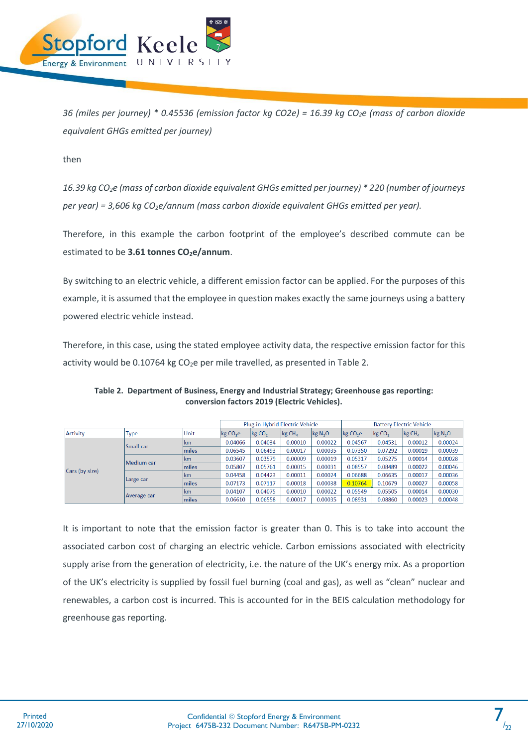*36 (miles per journey) * 0.45536 (emission factor kg CO2e) = 16.39 kg $CO_2e$ (mass of carbon dioxide equivalent GHGs emitted per journey)*

then

*16.39 kg $CO_2e$ (mass of carbon dioxide equivalent GHGs emitted per journey) * 220 (number of journeys per year) = 3,606 kg $CO_2e$/annum (mass carbon dioxide equivalent GHGs emitted per year).*

Therefore, in this example the carbon footprint of the employee's described commute can be estimated to be **3.61 tonnes $CO_2e$/annum**.

By switching to an electric vehicle, a different emission factor can be applied. For the purposes of this example, it is assumed that the employee in question makes exactly the same journeys using a battery powered electric vehicle instead.

Therefore, in this case, using the stated employee activity data, the respective emission factor for this activity would be 0.10764 kg $CO_2e$ per mile travelled, as presented in Table 2.

**Table 2. Department of Business, Energy and Industrial Strategy; Greenhouse gas reporting: conversion factors 2019 (Electric Vehicles).**

| | | | Plug-in Hybrid Electric Vehicle | | | | Battery Electric Vehicle | | | |
|---|---|---|---|---|---|---|---|---|---|---|
| Activity | Type | Unit | kg $CO_2e$ | kg $CO_2$ | kg $CH_4$ | kg $N_2O$ | kg $CO_2e$ | kg $CO_2$ | kg $CH_4$ | kg $N_2O$ |
| Cars (by size) | Small car | km | 0.04066 | 0.04034 | 0.00010 | 0.00022 | 0.04567 | 0.04531 | 0.00012 | 0.00024 |
| | | miles | 0.06545 | 0.06493 | 0.00017 | 0.00035 | 0.07350 | 0.07292 | 0.00019 | 0.00039 |
| | Medium car | km | 0.03607 | 0.03579 | 0.00009 | 0.00019 | 0.05317 | 0.05275 | 0.00014 | 0.00028 |
| | | miles | 0.05807 | 0.05761 | 0.00015 | 0.00031 | 0.08557 | 0.08489 | 0.00022 | 0.00046 |
| | Large car | km | 0.04458 | 0.04423 | 0.00011 | 0.00024 | 0.06688 | 0.06635 | 0.00017 | 0.00036 |
| | | miles | 0.07173 | 0.07117 | 0.00018 | 0.00038 | 0.10764 | 0.10679 | 0.00027 | 0.00058 |
| | Average car | km | 0.04107 | 0.04075 | 0.00010 | 0.00022 | 0.05549 | 0.05505 | 0.00014 | 0.00030 |
| | | miles | 0.06610 | 0.06558 | 0.00017 | 0.00035 | 0.08931 | 0.08860 | 0.00023 | 0.00048 |

It is important to note that the emission factor is greater than 0. This is to take into account the associated carbon cost of charging an electric vehicle. Carbon emissions associated with electricity supply arise from the generation of electricity, i.e. the nature of the UK's energy mix. As a proportion of the UK's electricity is supplied by fossil fuel burning (coal and gas), as well as "clean" nuclear and renewables, a carbon cost is incurred. This is accounted for in the BEIS calculation methodology for greenhouse gas reporting.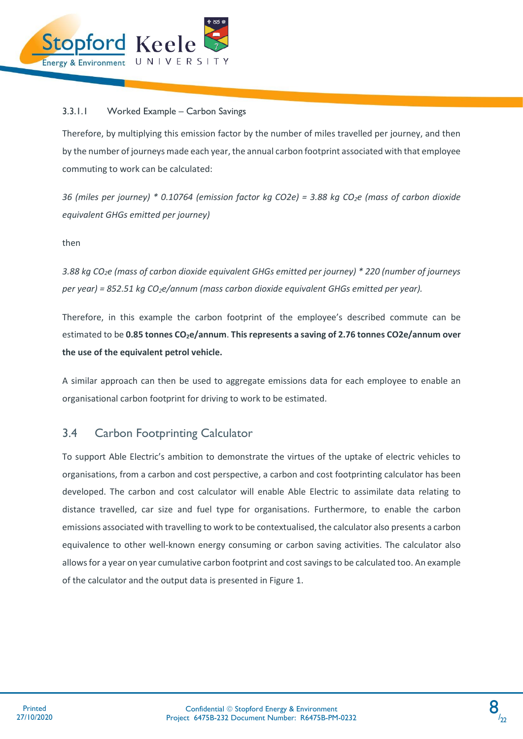#### 3.3.1.1 Worked Example – Carbon Savings

Therefore, by multiplying this emission factor by the number of miles travelled per journey, and then by the number of journeys made each year, the annual carbon footprint associated with that employee commuting to work can be calculated:

*36 (miles per journey) * 0.10764 (emission factor kg CO2e) = 3.88 kg $CO_2$e (mass of carbon dioxide equivalent GHGs emitted per journey)*

then

*3.88 kg $CO_2$e (mass of carbon dioxide equivalent GHGs emitted per journey) * 220 (number of journeys per year) = 852.51 kg $CO_2$e/annum (mass carbon dioxide equivalent GHGs emitted per year).*

Therefore, in this example the carbon footprint of the employee's described commute can be estimated to be **0.85 tonnes $CO_2$e/annum**. **This represents a saving of 2.76 tonnes CO2e/annum over the use of the equivalent petrol vehicle.**

A similar approach can then be used to aggregate emissions data for each employee to enable an organisational carbon footprint for driving to work to be estimated.

## 3.4 Carbon Footprinting Calculator

To support Able Electric's ambition to demonstrate the virtues of the uptake of electric vehicles to organisations, from a carbon and cost perspective, a carbon and cost footprinting calculator has been developed. The carbon and cost calculator will enable Able Electric to assimilate data relating to distance travelled, car size and fuel type for organisations. Furthermore, to enable the carbon emissions associated with travelling to work to be contextualised, the calculator also presents a carbon equivalence to other well-known energy consuming or carbon saving activities. The calculator also allows for a year on year cumulative carbon footprint and cost savings to be calculated too. An example of the calculator and the output data is presented in Figure 1.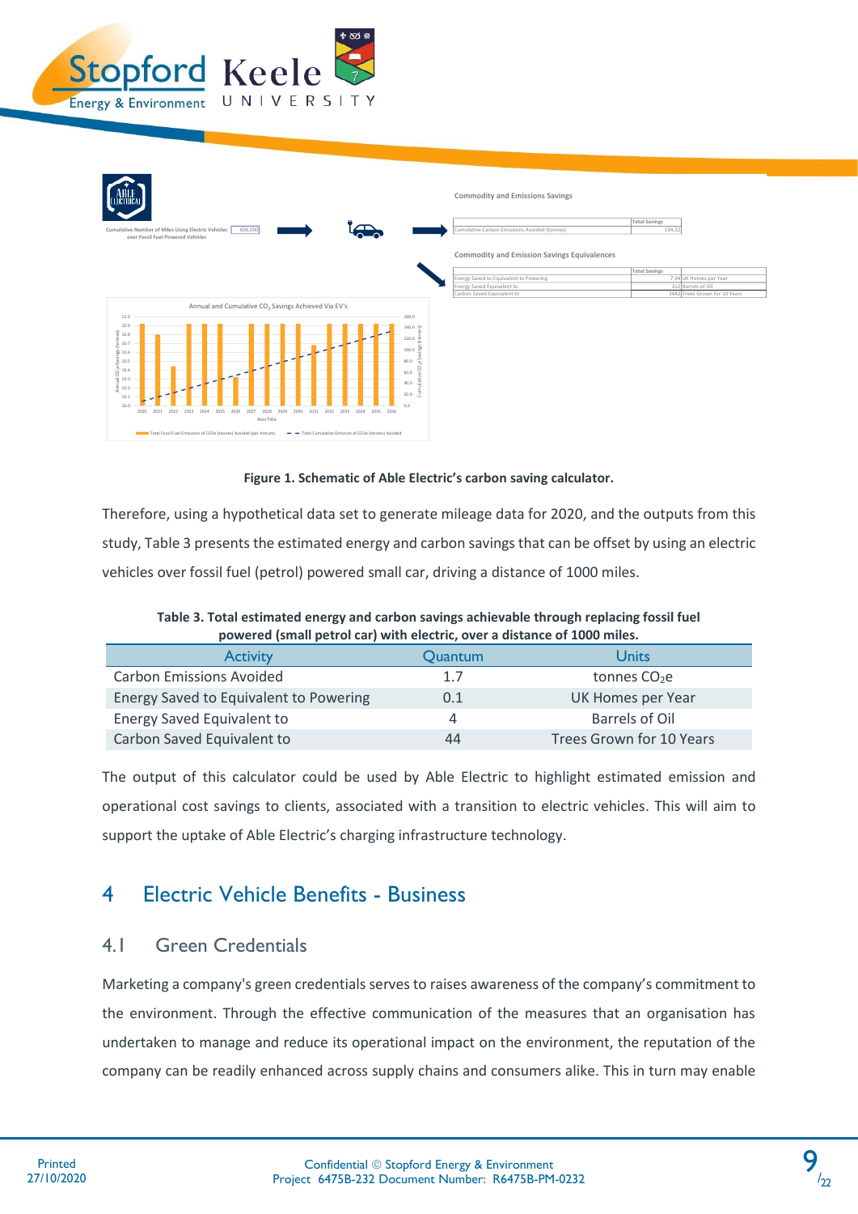Figure 1. Schematic of Able Electric's carbon saving calculator.

Therefore, using a hypothetical data set to generate mileage data for 2020, and the outputs from this study, Table 3 presents the estimated energy and carbon savings that can be offset by using an electric vehicles over fossil fuel (petrol) powered small car, driving a distance of 1000 miles.

**Table 3. Total estimated energy and carbon savings achievable through replacing fossil fuel powered (small petrol car) with electric, over a distance of 1000 miles.**

| Activity | Quantum | Units |
|---|---|---|
| Carbon Emissions Avoided | 1.7 | tonnes $CO_2e$ |
| Energy Saved to Equivalent to Powering | 0.1 | UK Homes per Year |
| Energy Saved Equivalent to | 4 | Barrels of Oil |
| Carbon Saved Equivalent to | 44 | Trees Grown for 10 Years |

The output of this calculator could be used by Able Electric to highlight estimated emission and operational cost savings to clients, associated with a transition to electric vehicles. This will aim to support the uptake of Able Electric's charging infrastructure technology.

# 4 Electric Vehicle Benefits - Business

## 4.1 Green Credentials

Marketing a company's green credentials serves to raises awareness of the company's commitment to the environment. Through the effective communication of the measures that an organisation has undertaken to manage and reduce its operational impact on the environment, the reputation of the company can be readily enhanced across supply chains and consumers alike. This in turn may enable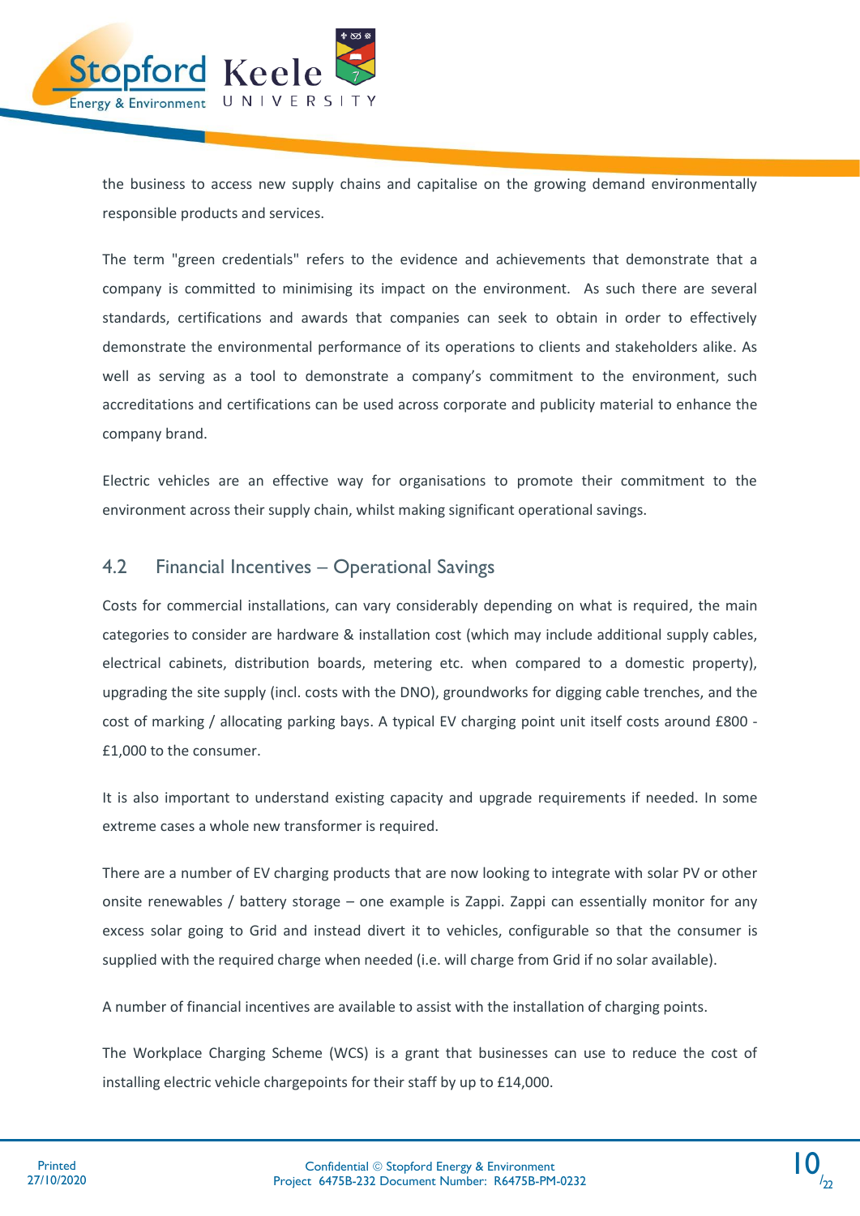the business to access new supply chains and capitalise on the growing demand environmentally responsible products and services.

The term "green credentials" refers to the evidence and achievements that demonstrate that a company is committed to minimising its impact on the environment. As such there are several standards, certifications and awards that companies can seek to obtain in order to effectively demonstrate the environmental performance of its operations to clients and stakeholders alike. As well as serving as a tool to demonstrate a company's commitment to the environment, such accreditations and certifications can be used across corporate and publicity material to enhance the company brand.

Electric vehicles are an effective way for organisations to promote their commitment to the environment across their supply chain, whilst making significant operational savings.

## 4.2 Financial Incentives – Operational Savings

Costs for commercial installations, can vary considerably depending on what is required, the main categories to consider are hardware & installation cost (which may include additional supply cables, electrical cabinets, distribution boards, metering etc. when compared to a domestic property), upgrading the site supply (incl. costs with the DNO), groundworks for digging cable trenches, and the cost of marking / allocating parking bays. A typical EV charging point unit itself costs around £800 - £1,000 to the consumer.

It is also important to understand existing capacity and upgrade requirements if needed. In some extreme cases a whole new transformer is required.

There are a number of EV charging products that are now looking to integrate with solar PV or other onsite renewables / battery storage – one example is Zappi. Zappi can essentially monitor for any excess solar going to Grid and instead divert it to vehicles, configurable so that the consumer is supplied with the required charge when needed (i.e. will charge from Grid if no solar available).

A number of financial incentives are available to assist with the installation of charging points.

The Workplace Charging Scheme (WCS) is a grant that businesses can use to reduce the cost of installing electric vehicle chargepoints for their staff by up to £14,000.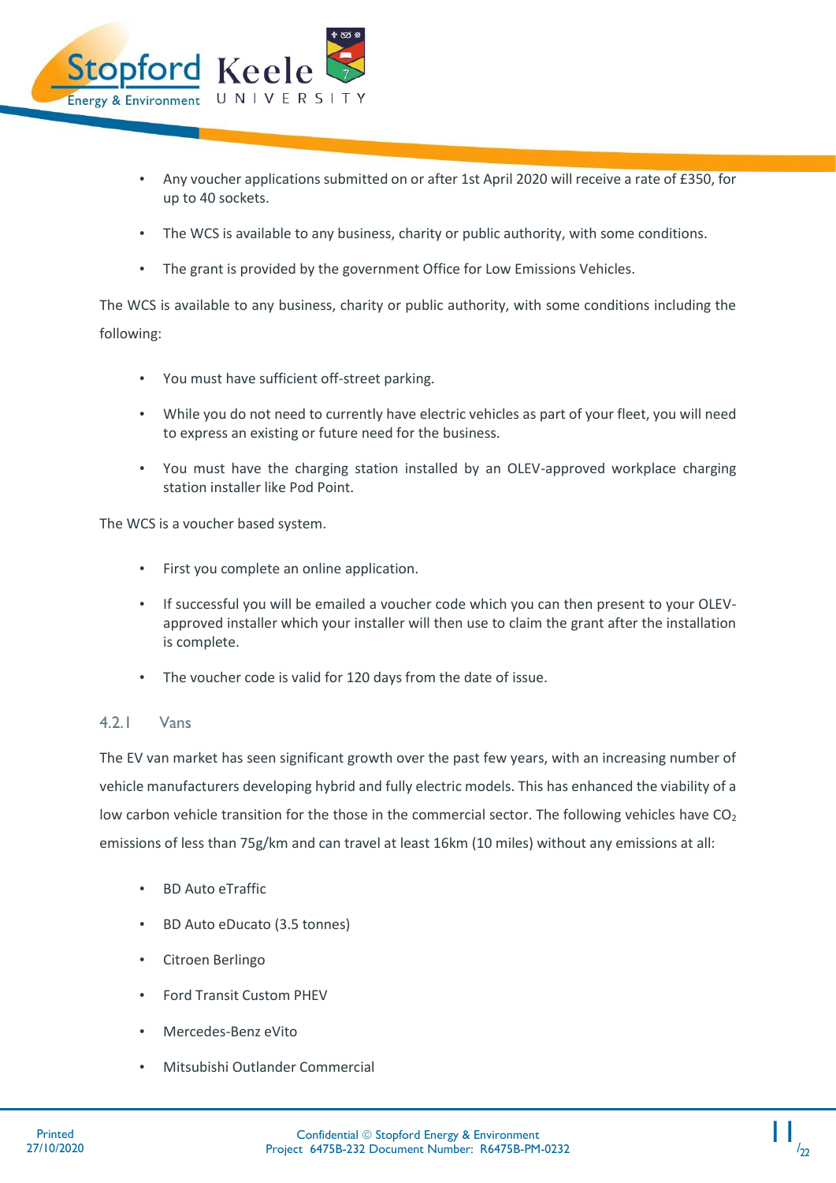- Any voucher applications submitted on or after 1st April 2020 will receive a rate of £350, for up to 40 sockets.
- The WCS is available to any business, charity or public authority, with some conditions.
- The grant is provided by the government Office for Low Emissions Vehicles.

The WCS is available to any business, charity or public authority, with some conditions including the following:

- You must have sufficient off-street parking.
- While you do not need to currently have electric vehicles as part of your fleet, you will need to express an existing or future need for the business.
- You must have the charging station installed by an OLEV-approved workplace charging station installer like Pod Point.

The WCS is a voucher based system.

- First you complete an online application.
- If successful you will be emailed a voucher code which you can then present to your OLEV-approved installer which your installer will then use to claim the grant after the installation is complete.
- The voucher code is valid for 120 days from the date of issue.

#### 4.2.1 Vans

The EV van market has seen significant growth over the past few years, with an increasing number of vehicle manufacturers developing hybrid and fully electric models. This has enhanced the viability of a low carbon vehicle transition for the those in the commercial sector. The following vehicles have $CO_2$ emissions of less than 75g/km and can travel at least 16km (10 miles) without any emissions at all:

- BD Auto eTraffic
- BD Auto eDucato (3.5 tonnes)
- Citroen Berlingo
- Ford Transit Custom PHEV
- Mercedes-Benz eVito
- Mitsubishi Outlander Commercial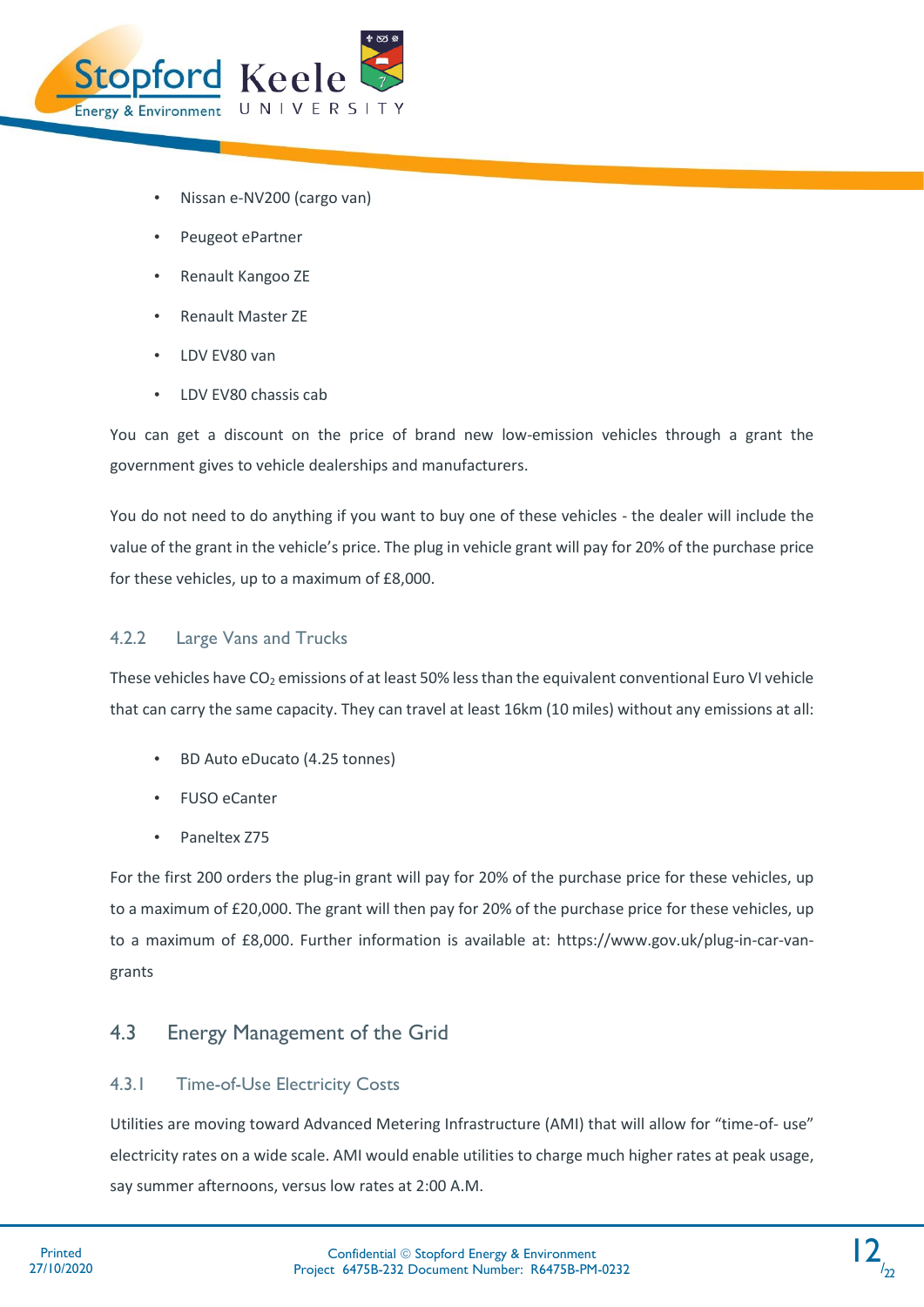- Nissan e-NV200 (cargo van)
- Peugeot ePartner
- Renault Kangoo ZE
- Renault Master ZE
- LDV EV80 van
- LDV EV80 chassis cab

You can get a discount on the price of brand new low-emission vehicles through a grant the government gives to vehicle dealerships and manufacturers.

You do not need to do anything if you want to buy one of these vehicles - the dealer will include the value of the grant in the vehicle's price. The plug in vehicle grant will pay for 20% of the purchase price for these vehicles, up to a maximum of £8,000.

### 4.2.2 Large Vans and Trucks

These vehicles have $CO_2$ emissions of at least 50% less than the equivalent conventional Euro VI vehicle that can carry the same capacity. They can travel at least 16km (10 miles) without any emissions at all:

- BD Auto eDucato (4.25 tonnes)
- FUSO eCanter
- Paneltex Z75

For the first 200 orders the plug-in grant will pay for 20% of the purchase price for these vehicles, up to a maximum of £20,000. The grant will then pay for 20% of the purchase price for these vehicles, up to a maximum of £8,000. Further information is available at: https://www.gov.uk/plug-in-car-van-grants

## 4.3 Energy Management of the Grid

### 4.3.1 Time-of-Use Electricity Costs

Utilities are moving toward Advanced Metering Infrastructure (AMI) that will allow for "time-of- use" electricity rates on a wide scale. AMI would enable utilities to charge much higher rates at peak usage, say summer afternoons, versus low rates at 2:00 A.M.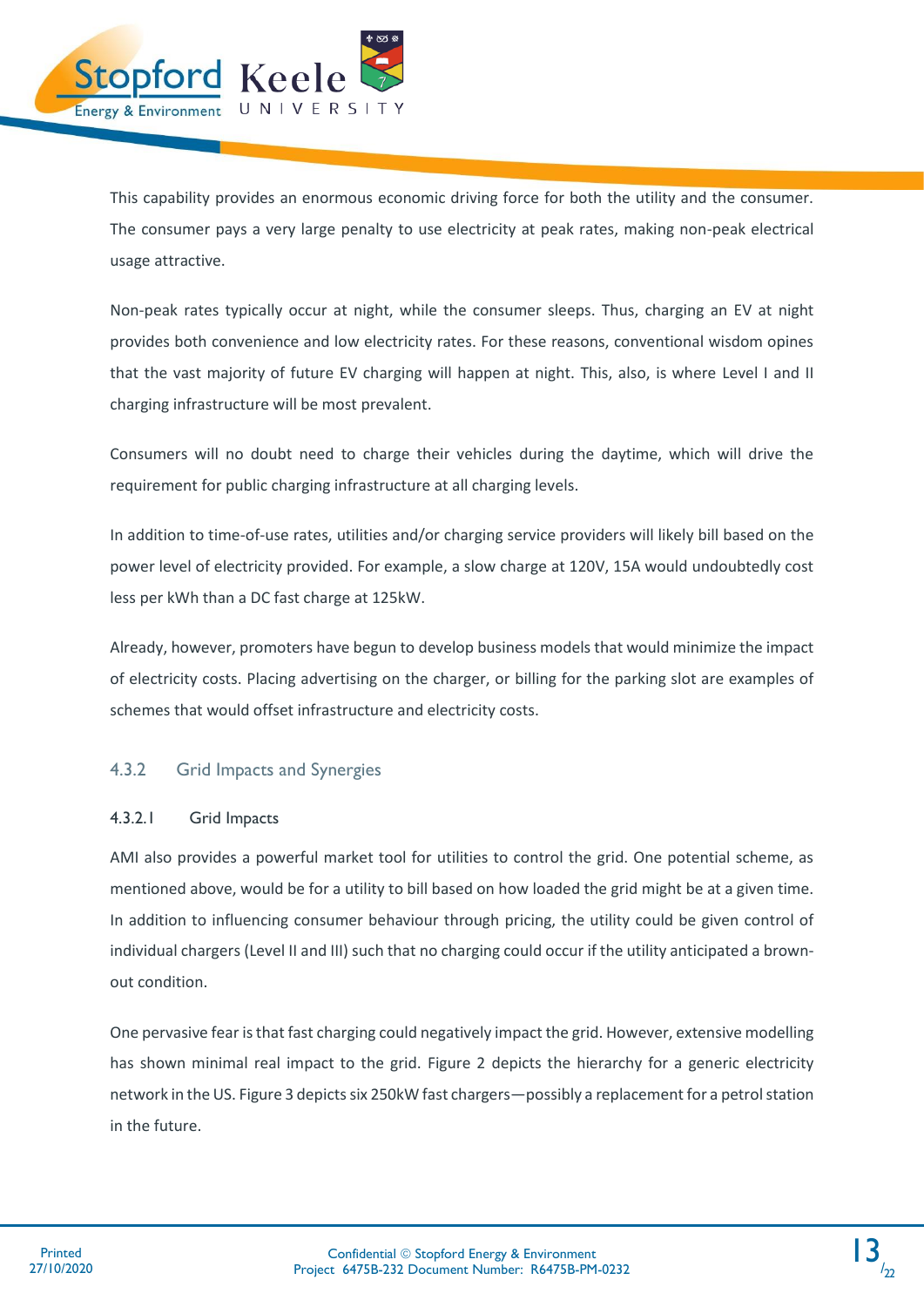This capability provides an enormous economic driving force for both the utility and the consumer. The consumer pays a very large penalty to use electricity at peak rates, making non-peak electrical usage attractive.

Non-peak rates typically occur at night, while the consumer sleeps. Thus, charging an EV at night provides both convenience and low electricity rates. For these reasons, conventional wisdom opines that the vast majority of future EV charging will happen at night. This, also, is where Level I and II charging infrastructure will be most prevalent.

Consumers will no doubt need to charge their vehicles during the daytime, which will drive the requirement for public charging infrastructure at all charging levels.

In addition to time-of-use rates, utilities and/or charging service providers will likely bill based on the power level of electricity provided. For example, a slow charge at 120V, 15A would undoubtedly cost less per kWh than a DC fast charge at 125kW.

Already, however, promoters have begun to develop business models that would minimize the impact of electricity costs. Placing advertising on the charger, or billing for the parking slot are examples of schemes that would offset infrastructure and electricity costs.

### 4.3.2 Grid Impacts and Synergies

#### 4.3.2.1 Grid Impacts

AMI also provides a powerful market tool for utilities to control the grid. One potential scheme, as mentioned above, would be for a utility to bill based on how loaded the grid might be at a given time. In addition to influencing consumer behaviour through pricing, the utility could be given control of individual chargers (Level II and III) such that no charging could occur if the utility anticipated a brown-out condition.

One pervasive fear is that fast charging could negatively impact the grid. However, extensive modelling has shown minimal real impact to the grid. Figure 2 depicts the hierarchy for a generic electricity network in the US. Figure 3 depicts six 250kW fast chargers—possibly a replacement for a petrol station in the future.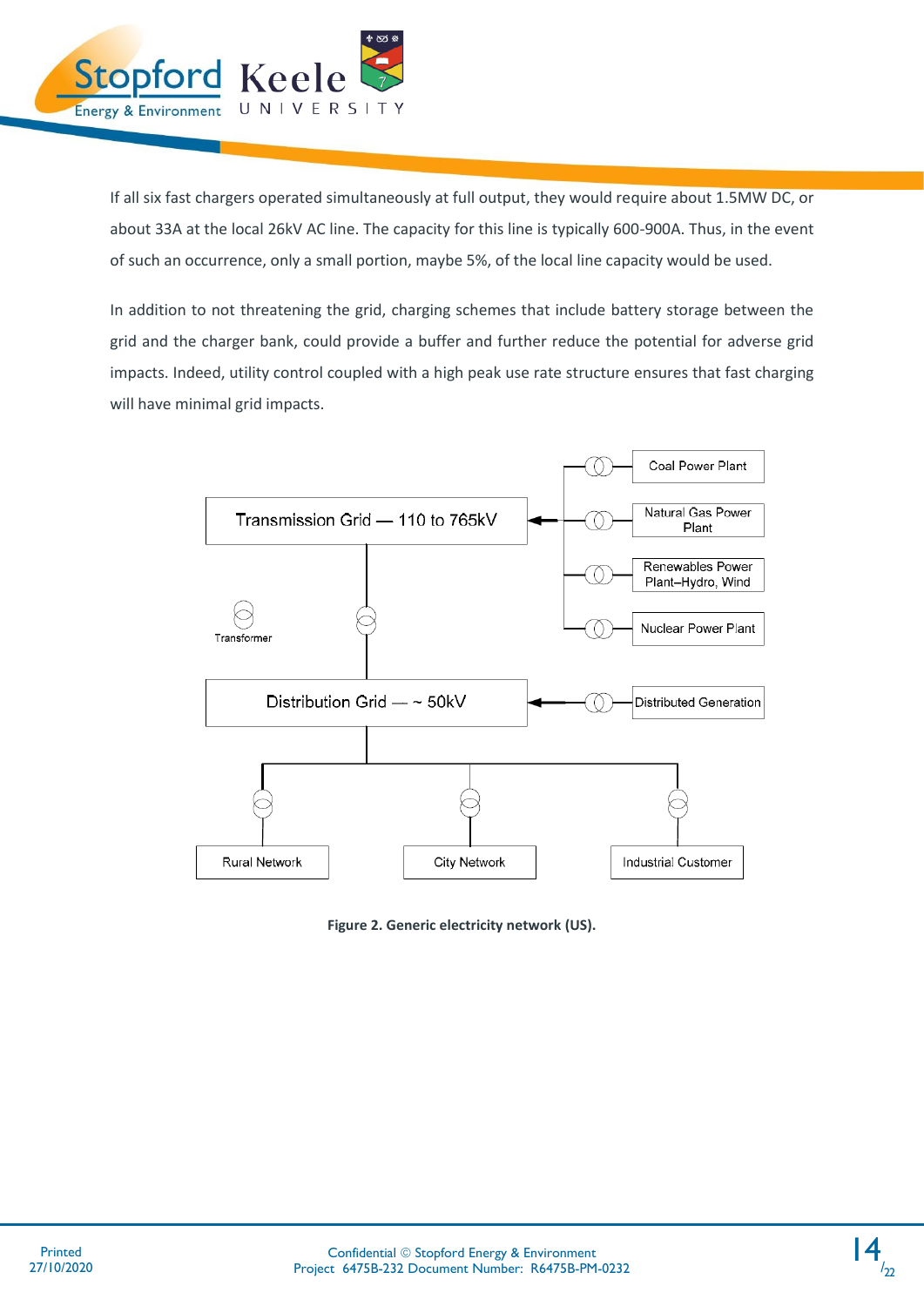If all six fast chargers operated simultaneously at full output, they would require about 1.5MW DC, or about 33A at the local 26kV AC line. The capacity for this line is typically 600-900A. Thus, in the event of such an occurrence, only a small portion, maybe 5%, of the local line capacity would be used.

In addition to not threatening the grid, charging schemes that include battery storage between the grid and the charger bank, could provide a buffer and further reduce the potential for adverse grid impacts. Indeed, utility control coupled with a high peak use rate structure ensures that fast charging will have minimal grid impacts.

Transmission Grid — 110 to 765kV

Coal Power Plant

Natural Gas Power Plant

Renewables Power Plant–Hydro, Wind

Nuclear Power Plant

Transformer

Distribution Grid — ~ 50kV

Distributed Generation

Rural Network

City Network

Industrial Customer

**Figure 2. Generic electricity network (US).**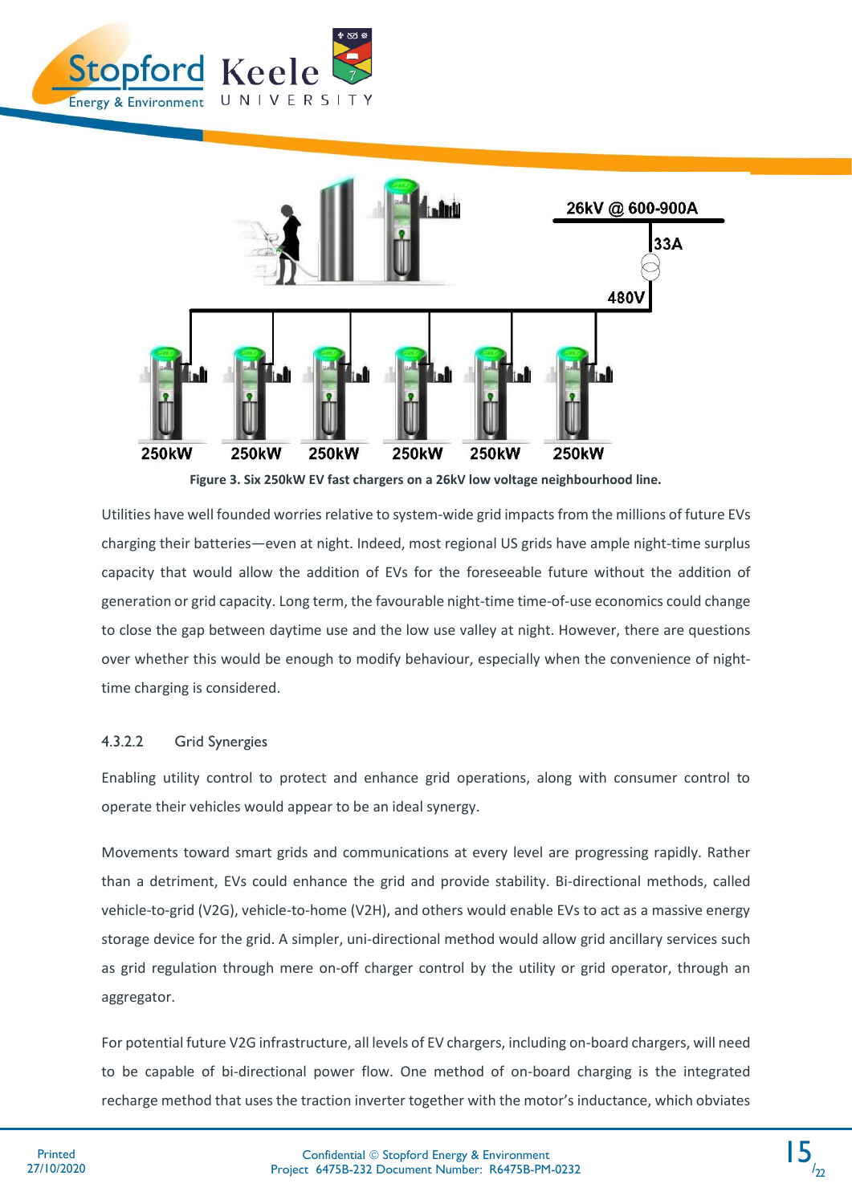Figure 3. Six 250kW EV fast chargers on a 26kV low voltage neighbourhood line.

Utilities have well founded worries relative to system-wide grid impacts from the millions of future EVs charging their batteries—even at night. Indeed, most regional US grids have ample night-time surplus capacity that would allow the addition of EVs for the foreseeable future without the addition of generation or grid capacity. Long term, the favourable night-time time-of-use economics could change to close the gap between daytime use and the low use valley at night. However, there are questions over whether this would be enough to modify behaviour, especially when the convenience of night-time charging is considered.

#### 4.3.2.2 Grid Synergies

Enabling utility control to protect and enhance grid operations, along with consumer control to operate their vehicles would appear to be an ideal synergy.

Movements toward smart grids and communications at every level are progressing rapidly. Rather than a detriment, EVs could enhance the grid and provide stability. Bi-directional methods, called vehicle-to-grid (V2G), vehicle-to-home (V2H), and others would enable EVs to act as a massive energy storage device for the grid. A simpler, uni-directional method would allow grid ancillary services such as grid regulation through mere on-off charger control by the utility or grid operator, through an aggregator.

For potential future V2G infrastructure, all levels of EV chargers, including on-board chargers, will need to be capable of bi-directional power flow. One method of on-board charging is the integrated recharge method that uses the traction inverter together with the motor's inductance, which obviates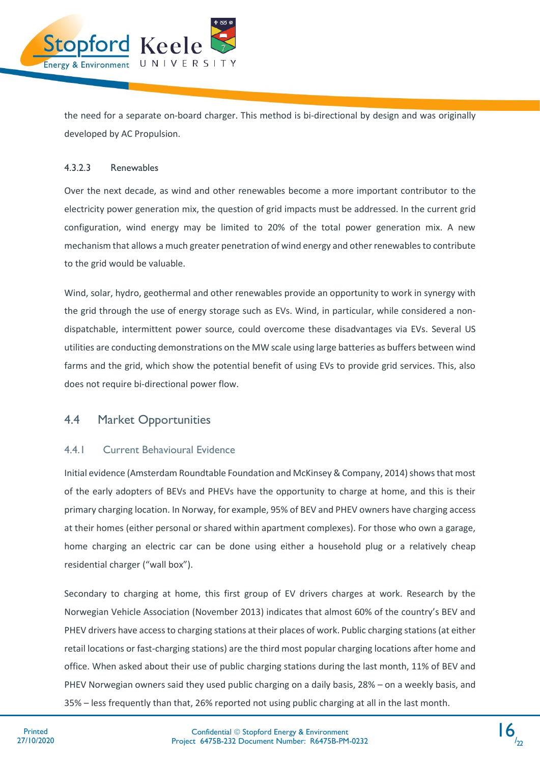the need for a separate on-board charger. This method is bi-directional by design and was originally developed by AC Propulsion.

#### 4.3.2.3 Renewables

Over the next decade, as wind and other renewables become a more important contributor to the electricity power generation mix, the question of grid impacts must be addressed. In the current grid configuration, wind energy may be limited to 20% of the total power generation mix. A new mechanism that allows a much greater penetration of wind energy and other renewables to contribute to the grid would be valuable.

Wind, solar, hydro, geothermal and other renewables provide an opportunity to work in synergy with the grid through the use of energy storage such as EVs. Wind, in particular, while considered a non-dispatchable, intermittent power source, could overcome these disadvantages via EVs. Several US utilities are conducting demonstrations on the MW scale using large batteries as buffers between wind farms and the grid, which show the potential benefit of using EVs to provide grid services. This, also does not require bi-directional power flow.

## 4.4 Market Opportunities

### 4.4.1 Current Behavioural Evidence

Initial evidence (Amsterdam Roundtable Foundation and McKinsey & Company, 2014) shows that most of the early adopters of BEVs and PHEVs have the opportunity to charge at home, and this is their primary charging location. In Norway, for example, 95% of BEV and PHEV owners have charging access at their homes (either personal or shared within apartment complexes). For those who own a garage, home charging an electric car can be done using either a household plug or a relatively cheap residential charger ("wall box").

Secondary to charging at home, this first group of EV drivers charges at work. Research by the Norwegian Vehicle Association (November 2013) indicates that almost 60% of the country's BEV and PHEV drivers have access to charging stations at their places of work. Public charging stations (at either retail locations or fast-charging stations) are the third most popular charging locations after home and office. When asked about their use of public charging stations during the last month, 11% of BEV and PHEV Norwegian owners said they used public charging on a daily basis, 28% – on a weekly basis, and 35% – less frequently than that, 26% reported not using public charging at all in the last month.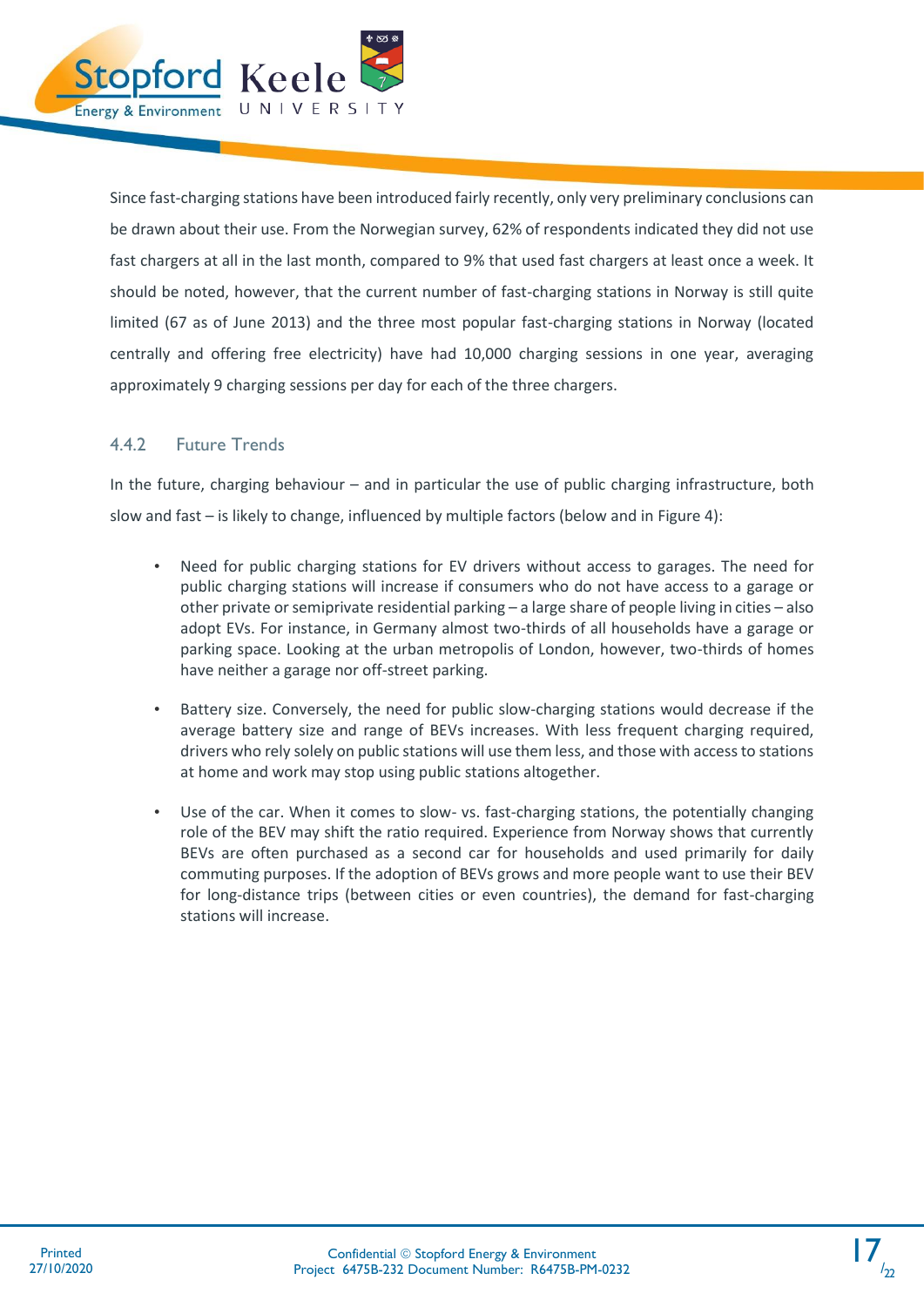Since fast-charging stations have been introduced fairly recently, only very preliminary conclusions can be drawn about their use. From the Norwegian survey, 62% of respondents indicated they did not use fast chargers at all in the last month, compared to 9% that used fast chargers at least once a week. It should be noted, however, that the current number of fast-charging stations in Norway is still quite limited (67 as of June 2013) and the three most popular fast-charging stations in Norway (located centrally and offering free electricity) have had 10,000 charging sessions in one year, averaging approximately 9 charging sessions per day for each of the three chargers.

### 4.4.2 Future Trends

In the future, charging behaviour – and in particular the use of public charging infrastructure, both slow and fast – is likely to change, influenced by multiple factors (below and in Figure 4):

- Need for public charging stations for EV drivers without access to garages. The need for public charging stations will increase if consumers who do not have access to a garage or other private or semiprivate residential parking – a large share of people living in cities – also adopt EVs. For instance, in Germany almost two-thirds of all households have a garage or parking space. Looking at the urban metropolis of London, however, two-thirds of homes have neither a garage nor off-street parking.

- Battery size. Conversely, the need for public slow-charging stations would decrease if the average battery size and range of BEVs increases. With less frequent charging required, drivers who rely solely on public stations will use them less, and those with access to stations at home and work may stop using public stations altogether.

- Use of the car. When it comes to slow- vs. fast-charging stations, the potentially changing role of the BEV may shift the ratio required. Experience from Norway shows that currently BEVs are often purchased as a second car for households and used primarily for daily commuting purposes. If the adoption of BEVs grows and more people want to use their BEV for long-distance trips (between cities or even countries), the demand for fast-charging stations will increase.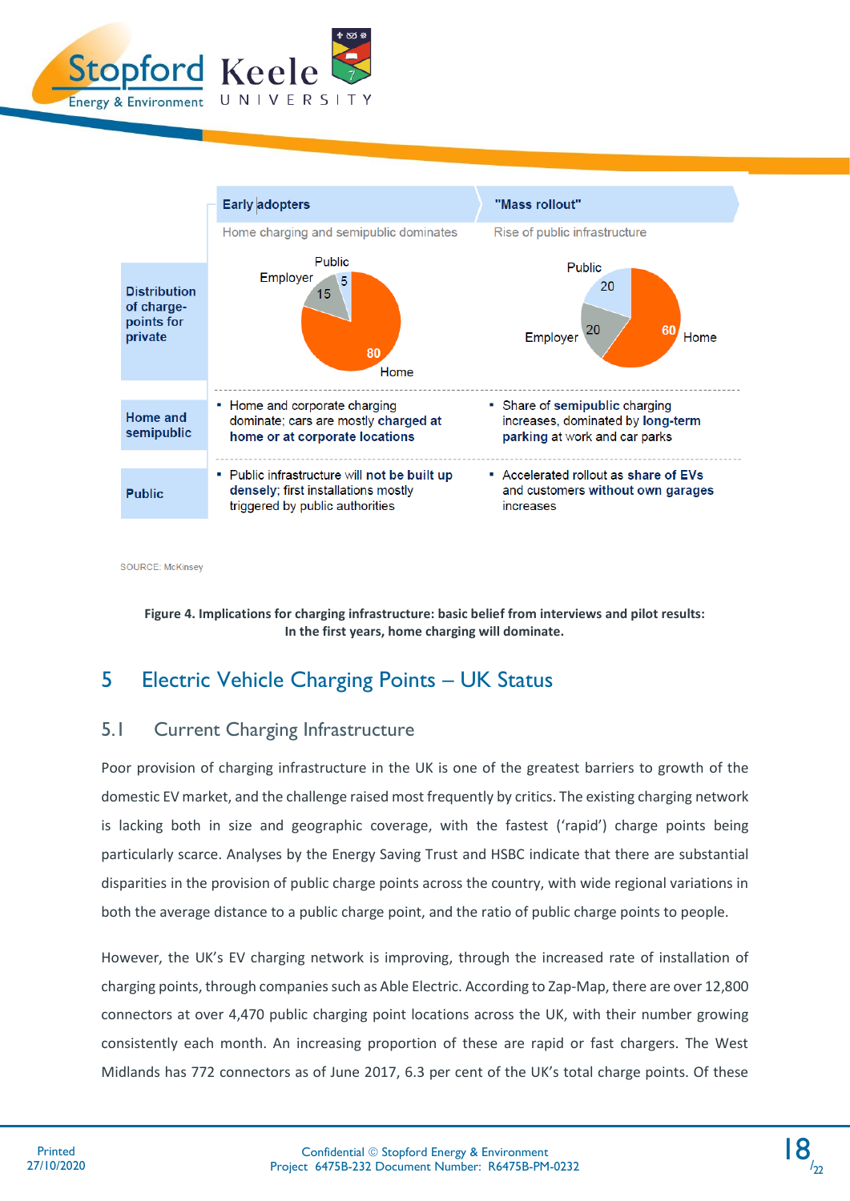| | Early adopters | "Mass rollout" |
|---|---|---|
| | Home charging and semipublic dominates | Rise of public infrastructure |
| Distribution of charge-points for private | Home 80, Employer 15, Public 5 | Home 60, Employer 20, Public 20 |
| Home and semipublic | ▪ Home and corporate charging dominate; **cars are mostly charged at home or at corporate locations** | ▪ Share of **semipublic** charging increases, dominated by **long-term** parking at work and car parks |
| Public | ▪ Public infrastructure will **not be built up densely**; first installations mostly triggered by public authorities | ▪ Accelerated rollout as **share of EVs** and customers **without own garages** increases |

SOURCE: McKinsey

**Figure 4. Implications for charging infrastructure: basic belief from interviews and pilot results: In the first years, home charging will dominate.**

# 5 Electric Vehicle Charging Points – UK Status

## 5.1 Current Charging Infrastructure

Poor provision of charging infrastructure in the UK is one of the greatest barriers to growth of the domestic EV market, and the challenge raised most frequently by critics. The existing charging network is lacking both in size and geographic coverage, with the fastest ('rapid') charge points being particularly scarce. Analyses by the Energy Saving Trust and HSBC indicate that there are substantial disparities in the provision of public charge points across the country, with wide regional variations in both the average distance to a public charge point, and the ratio of public charge points to people.

However, the UK's EV charging network is improving, through the increased rate of installation of charging points, through companies such as Able Electric. According to Zap-Map, there are over 12,800 connectors at over 4,470 public charging point locations across the UK, with their number growing consistently each month. An increasing proportion of these are rapid or fast chargers. The West Midlands has 772 connectors as of June 2017, 6.3 per cent of the UK's total charge points. Of these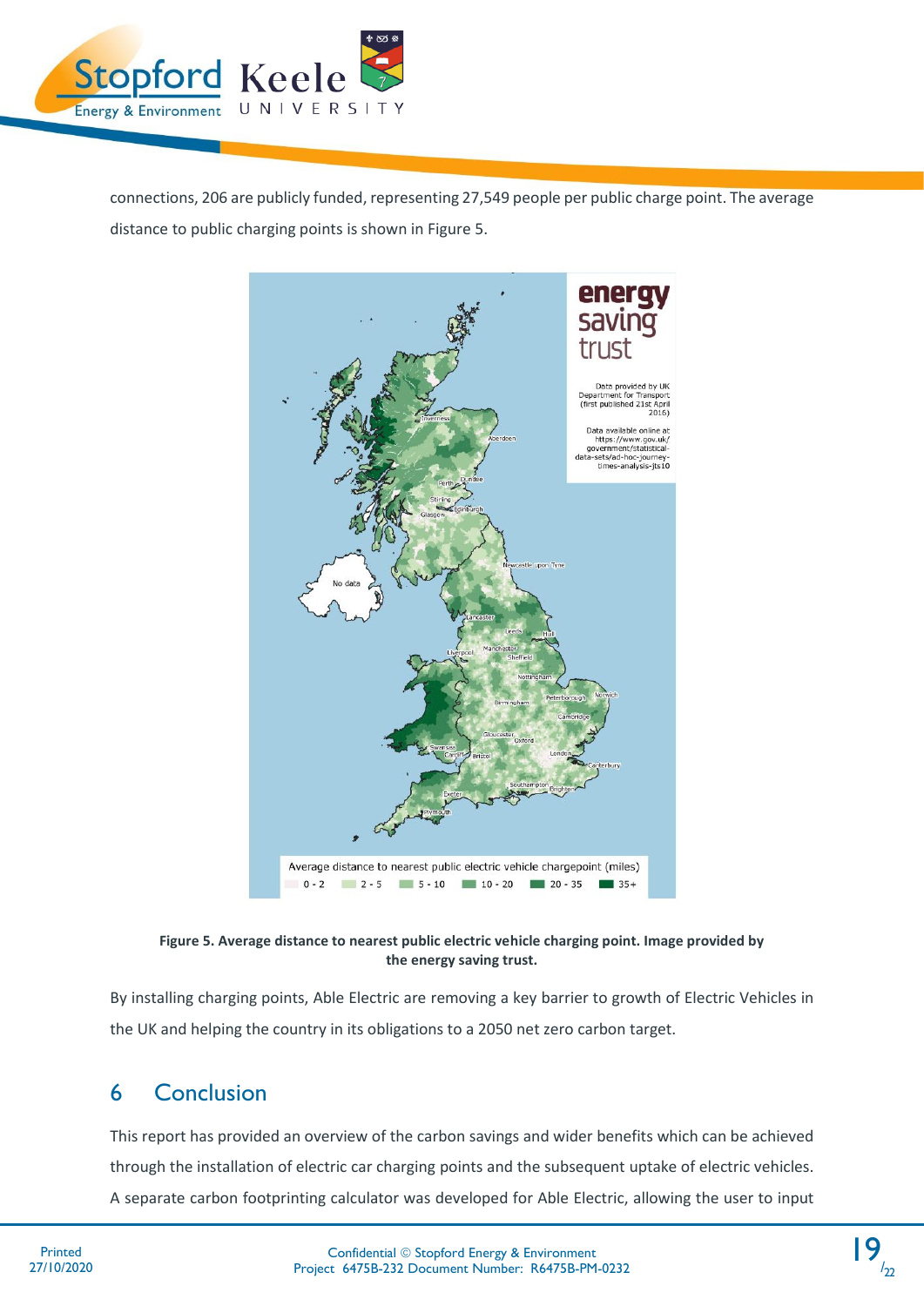connections, 206 are publicly funded, representing 27,549 people per public charge point. The average distance to public charging points is shown in Figure 5.

**Figure 5. Average distance to nearest public electric vehicle charging point. Image provided by the energy saving trust.**

By installing charging points, Able Electric are removing a key barrier to growth of Electric Vehicles in the UK and helping the country in its obligations to a 2050 net zero carbon target.

# 6 Conclusion

This report has provided an overview of the carbon savings and wider benefits which can be achieved through the installation of electric car charging points and the subsequent uptake of electric vehicles. A separate carbon footprinting calculator was developed for Able Electric, allowing the user to input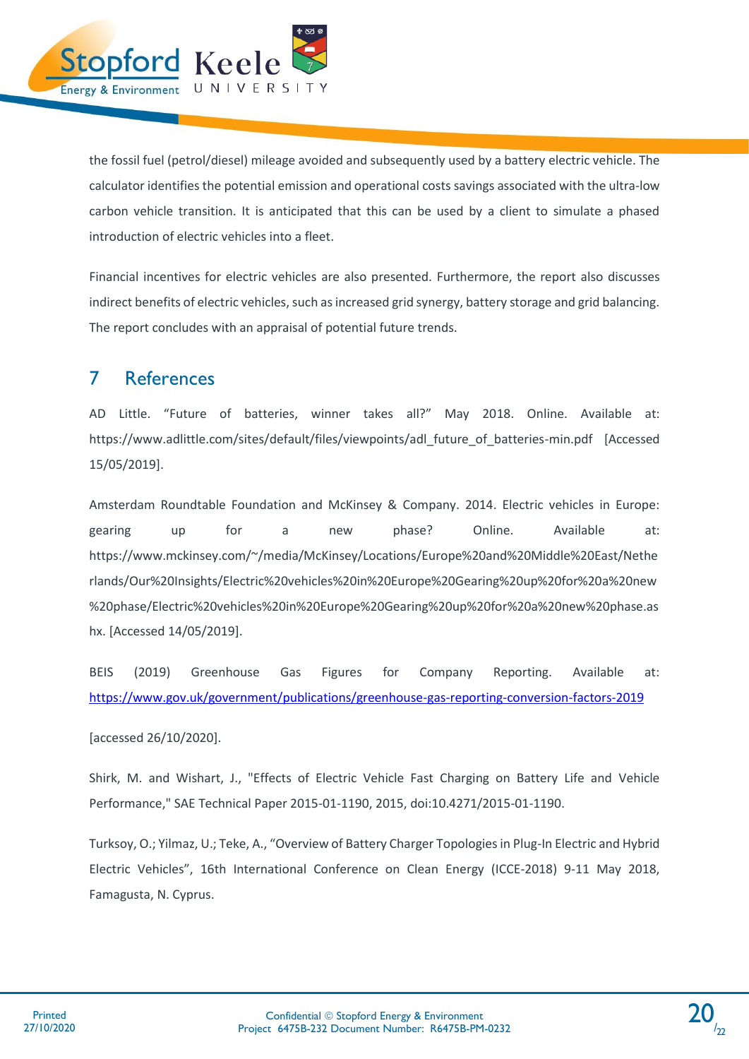the fossil fuel (petrol/diesel) mileage avoided and subsequently used by a battery electric vehicle. The calculator identifies the potential emission and operational costs savings associated with the ultra-low carbon vehicle transition. It is anticipated that this can be used by a client to simulate a phased introduction of electric vehicles into a fleet.

Financial incentives for electric vehicles are also presented. Furthermore, the report also discusses indirect benefits of electric vehicles, such as increased grid synergy, battery storage and grid balancing. The report concludes with an appraisal of potential future trends.

# 7 References

AD Little. "Future of batteries, winner takes all?" May 2018. Online. Available at: https://www.adlittle.com/sites/default/files/viewpoints/adl_future_of_batteries-min.pdf [Accessed 15/05/2019].

Amsterdam Roundtable Foundation and McKinsey & Company. 2014. Electric vehicles in Europe: gearing up for a new phase? Online. Available at: https://www.mckinsey.com/~/media/McKinsey/Locations/Europe%20and%20Middle%20East/Netherlands/Our%20Insights/Electric%20vehicles%20in%20Europe%20Gearing%20up%20for%20a%20new%20phase/Electric%20vehicles%20in%20Europe%20Gearing%20up%20for%20a%20new%20phase.ashx. [Accessed 14/05/2019].

BEIS (2019) Greenhouse Gas Figures for Company Reporting. Available at: https://www.gov.uk/government/publications/greenhouse-gas-reporting-conversion-factors-2019

[accessed 26/10/2020].

Shirk, M. and Wishart, J., "Effects of Electric Vehicle Fast Charging on Battery Life and Vehicle Performance," SAE Technical Paper 2015-01-1190, 2015, doi:10.4271/2015-01-1190.

Turksoy, O.; Yilmaz, U.; Teke, A., "Overview of Battery Charger Topologies in Plug-In Electric and Hybrid Electric Vehicles", 16th International Conference on Clean Energy (ICCE-2018) 9-11 May 2018, Famagusta, N. Cyprus.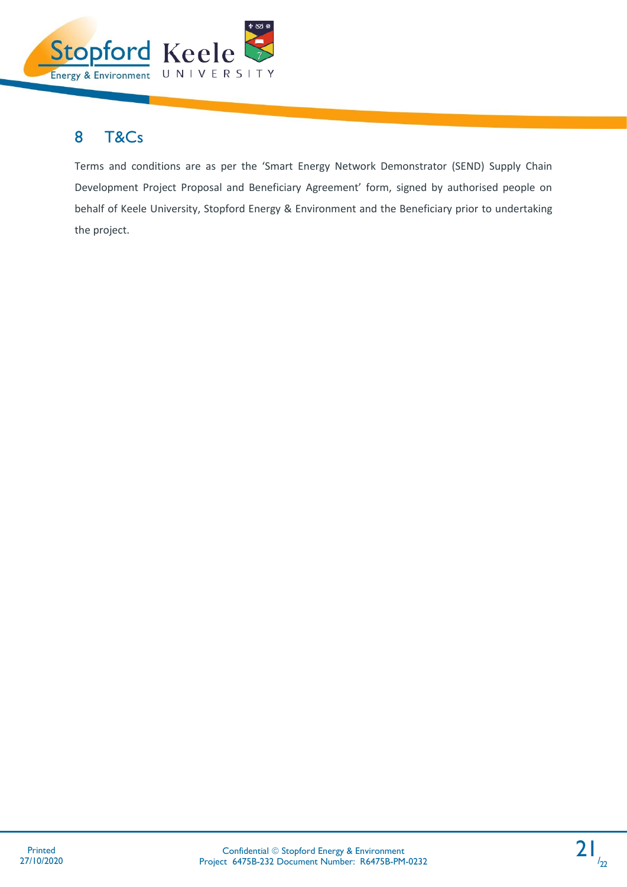# 8 T&Cs

Terms and conditions are as per the 'Smart Energy Network Demonstrator (SEND) Supply Chain Development Project Proposal and Beneficiary Agreement' form, signed by authorised people on behalf of Keele University, Stopford Energy & Environment and the Beneficiary prior to undertaking the project.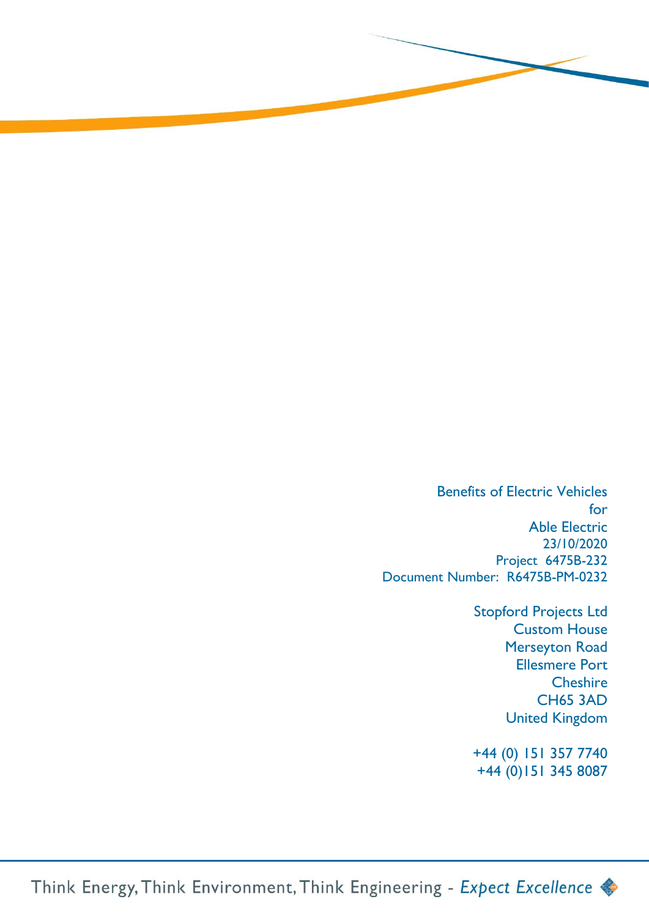Benefits of Electric Vehicles
for
Able Electric
23/10/2020
Project 6475B-232
Document Number: R6475B-PM-0232

Stopford Projects Ltd
Custom House
Merseyton Road
Ellesmere Port
Cheshire
CH65 3AD
United Kingdom

+44 (0) 151 357 7740
+44 (0)151 345 8087

Think Energy, Think Environment, Think Engineering - *Expect Excellence*